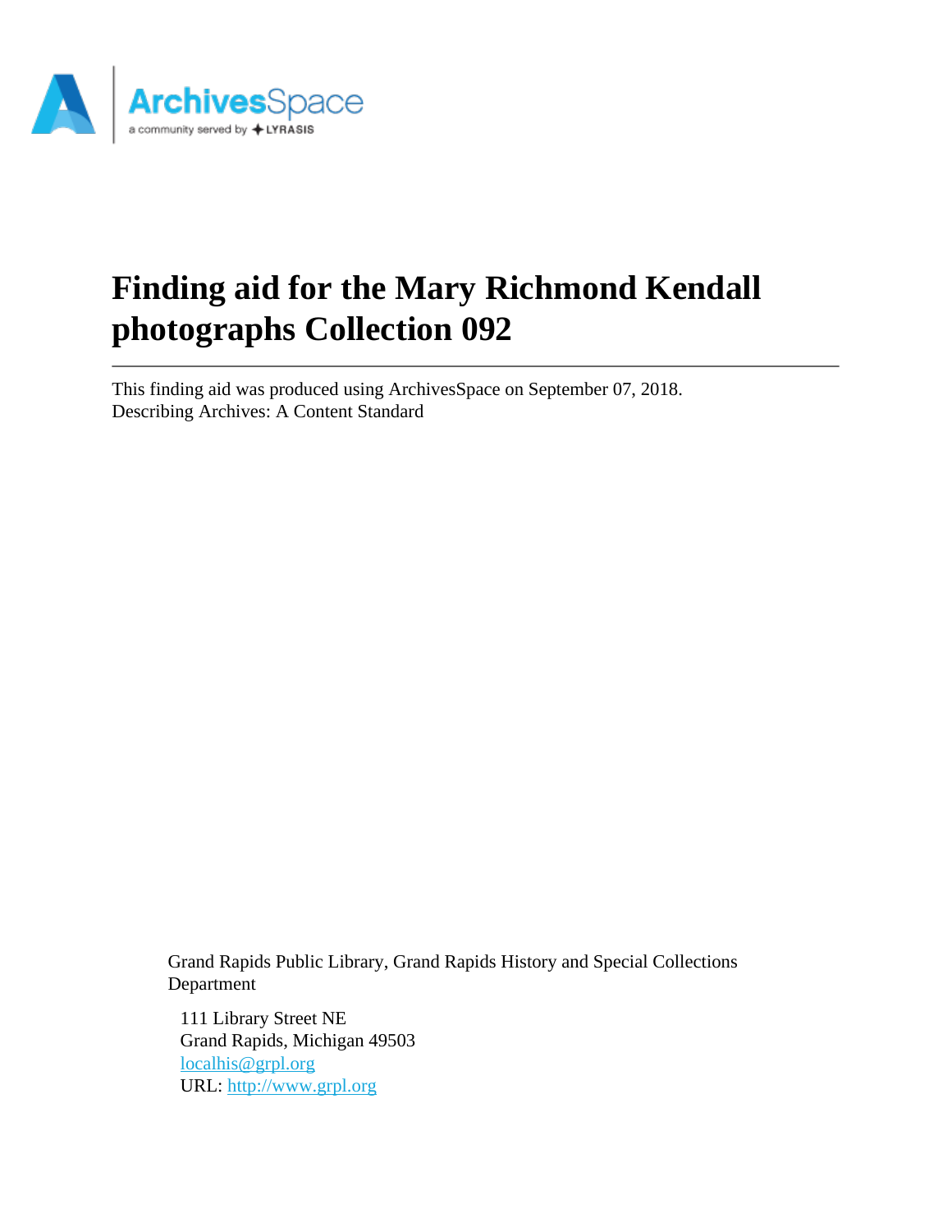# Finding aid for the Mary Richmond Kendall photographs Collection 092

This finding aid was produced using ArchivesSpace on September 07, 2018.
Describing Archives: A Content Standard

Grand Rapids Public Library, Grand Rapids History and Special Collections Department

111 Library Street NE
Grand Rapids, Michigan 49503
localhis@grpl.org
URL: http://www.grpl.org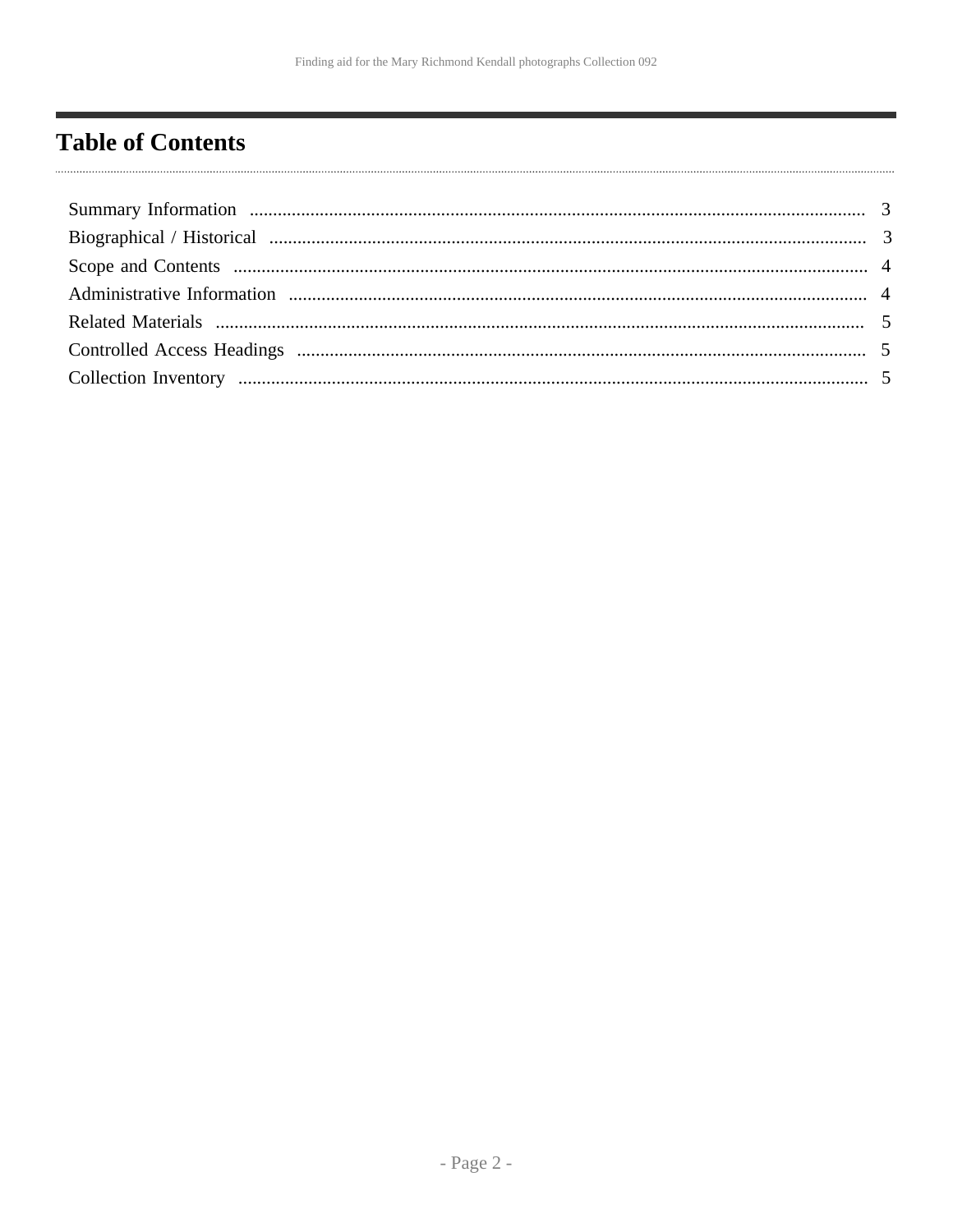# Table of Contents

Summary Information ........................................................................................................................ 3
Biographical / Historical ................................................................................................................... 3
Scope and Contents .......................................................................................................................... 4
Administrative Information ............................................................................................................... 4
Related Materials .............................................................................................................................. 5
Controlled Access Headings ............................................................................................................ 5
Collection Inventory ......................................................................................................................... 5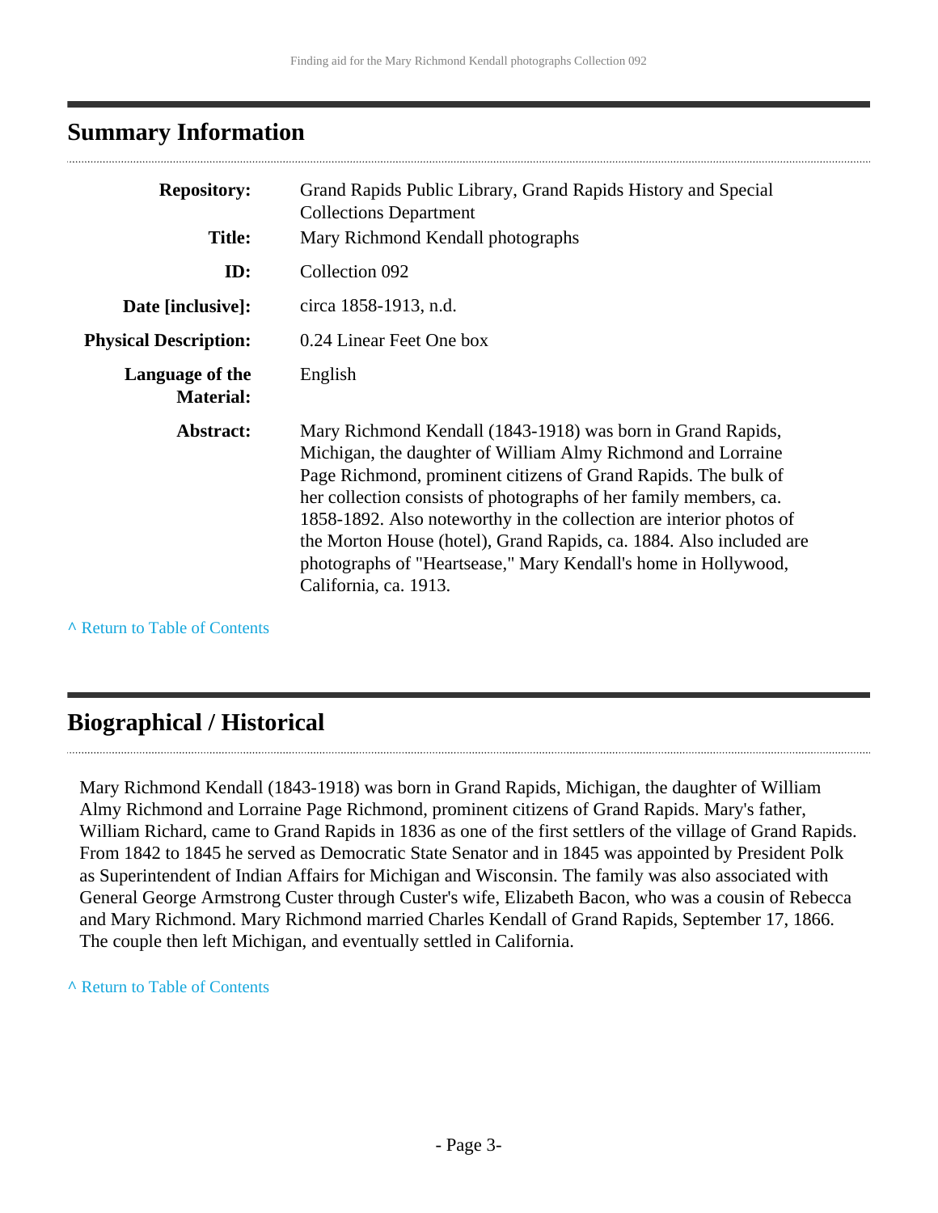## Summary Information

| | |
|---|---|
| **Repository:** | Grand Rapids Public Library, Grand Rapids History and Special Collections Department |
| **Title:** | Mary Richmond Kendall photographs |
| **ID:** | Collection 092 |
| **Date [inclusive]:** | circa 1858-1913, n.d. |
| **Physical Description:** | 0.24 Linear Feet One box |
| **Language of the Material:** | English |
| **Abstract:** | Mary Richmond Kendall (1843-1918) was born in Grand Rapids, Michigan, the daughter of William Almy Richmond and Lorraine Page Richmond, prominent citizens of Grand Rapids. The bulk of her collection consists of photographs of her family members, ca. 1858-1892. Also noteworthy in the collection are interior photos of the Morton House (hotel), Grand Rapids, ca. 1884. Also included are photographs of "Heartsease," Mary Kendall's home in Hollywood, California, ca. 1913. |

^ Return to Table of Contents

## Biographical / Historical

Mary Richmond Kendall (1843-1918) was born in Grand Rapids, Michigan, the daughter of William Almy Richmond and Lorraine Page Richmond, prominent citizens of Grand Rapids. Mary's father, William Richard, came to Grand Rapids in 1836 as one of the first settlers of the village of Grand Rapids. From 1842 to 1845 he served as Democratic State Senator and in 1845 was appointed by President Polk as Superintendent of Indian Affairs for Michigan and Wisconsin. The family was also associated with General George Armstrong Custer through Custer's wife, Elizabeth Bacon, who was a cousin of Rebecca and Mary Richmond. Mary Richmond married Charles Kendall of Grand Rapids, September 17, 1866. The couple then left Michigan, and eventually settled in California.

^ Return to Table of Contents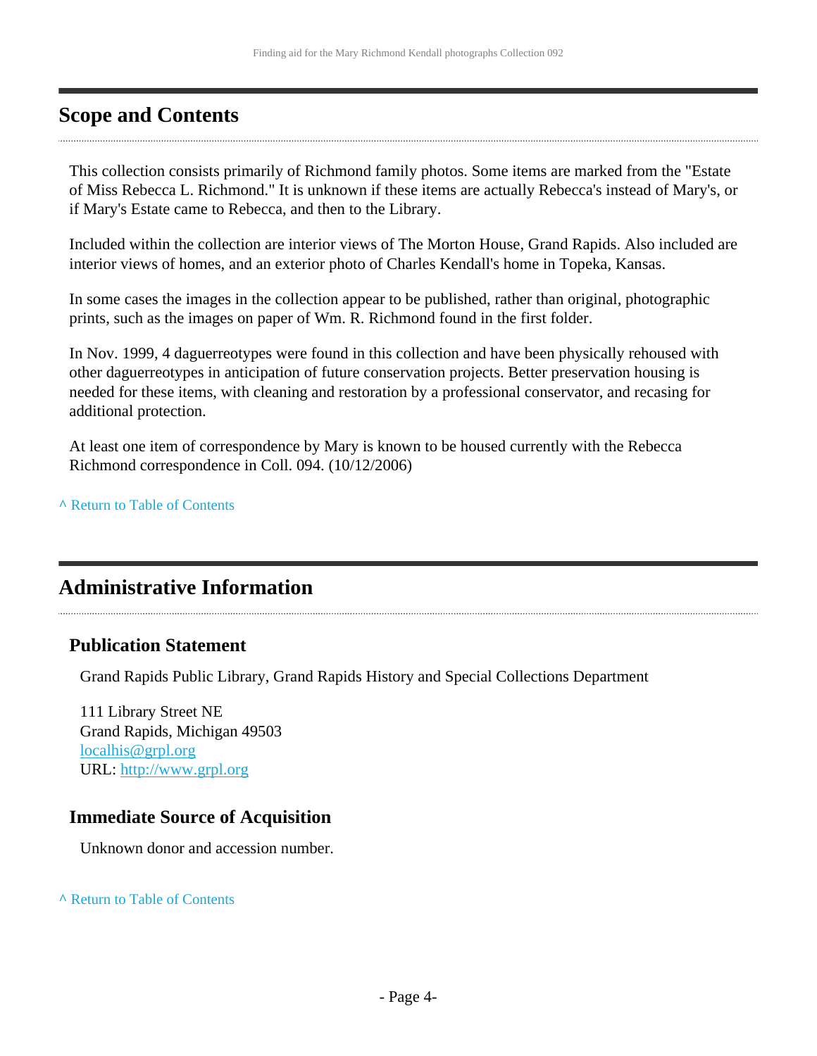## Scope and Contents

This collection consists primarily of Richmond family photos. Some items are marked from the "Estate of Miss Rebecca L. Richmond." It is unknown if these items are actually Rebecca's instead of Mary's, or if Mary's Estate came to Rebecca, and then to the Library.

Included within the collection are interior views of The Morton House, Grand Rapids. Also included are interior views of homes, and an exterior photo of Charles Kendall's home in Topeka, Kansas.

In some cases the images in the collection appear to be published, rather than original, photographic prints, such as the images on paper of Wm. R. Richmond found in the first folder.

In Nov. 1999, 4 daguerreotypes were found in this collection and have been physically rehoused with other daguerreotypes in anticipation of future conservation projects. Better preservation housing is needed for these items, with cleaning and restoration by a professional conservator, and recasing for additional protection.

At least one item of correspondence by Mary is known to be housed currently with the Rebecca Richmond correspondence in Coll. 094. (10/12/2006)

^ Return to Table of Contents

## Administrative Information

### Publication Statement

Grand Rapids Public Library, Grand Rapids History and Special Collections Department

111 Library Street NE
Grand Rapids, Michigan 49503
localhis@grpl.org
URL: http://www.grpl.org

### Immediate Source of Acquisition

Unknown donor and accession number.

^ Return to Table of Contents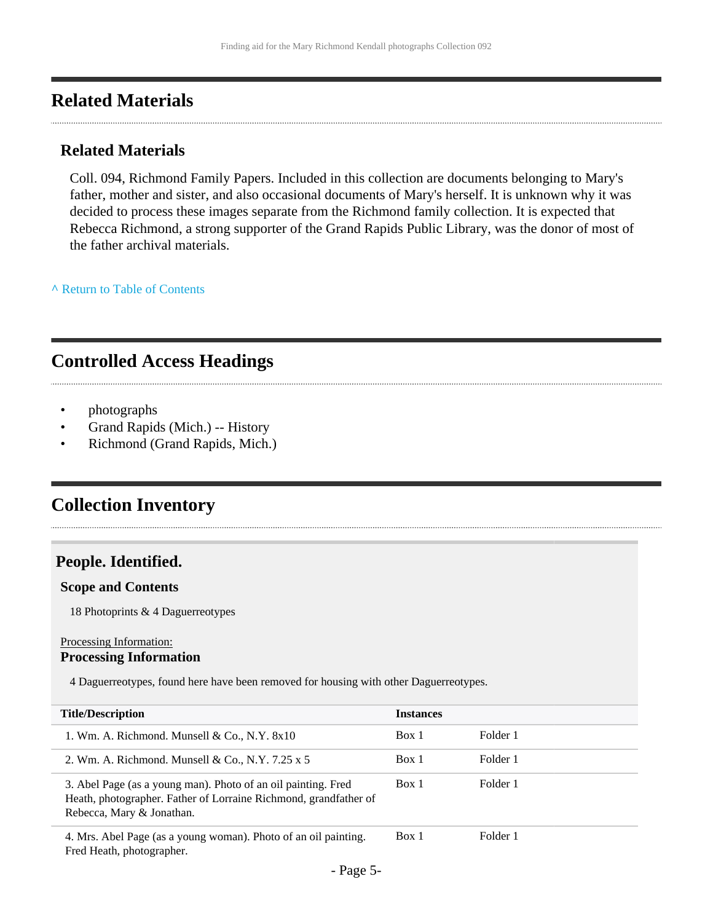## Related Materials

### Related Materials

Coll. 094, Richmond Family Papers. Included in this collection are documents belonging to Mary's father, mother and sister, and also occasional documents of Mary's herself. It is unknown why it was decided to process these images separate from the Richmond family collection. It is expected that Rebecca Richmond, a strong supporter of the Grand Rapids Public Library, was the donor of most of the father archival materials.

^ Return to Table of Contents

## Controlled Access Headings

- photographs
- Grand Rapids (Mich.) -- History
- Richmond (Grand Rapids, Mich.)

## Collection Inventory

### People. Identified.

#### Scope and Contents

18 Photoprints & 4 Daguerreotypes

Processing Information:

#### Processing Information

4 Daguerreotypes, found here have been removed for housing with other Daguerreotypes.

| Title/Description | Instances | |
|---|---|---|
| 1. Wm. A. Richmond. Munsell & Co., N.Y. 8x10 | Box 1 | Folder 1 |
| 2. Wm. A. Richmond. Munsell & Co., N.Y. 7.25 x 5 | Box 1 | Folder 1 |
| 3. Abel Page (as a young man). Photo of an oil painting. Fred Heath, photographer. Father of Lorraine Richmond, grandfather of Rebecca, Mary & Jonathan. | Box 1 | Folder 1 |
| 4. Mrs. Abel Page (as a young woman). Photo of an oil painting. Fred Heath, photographer. | Box 1 | Folder 1 |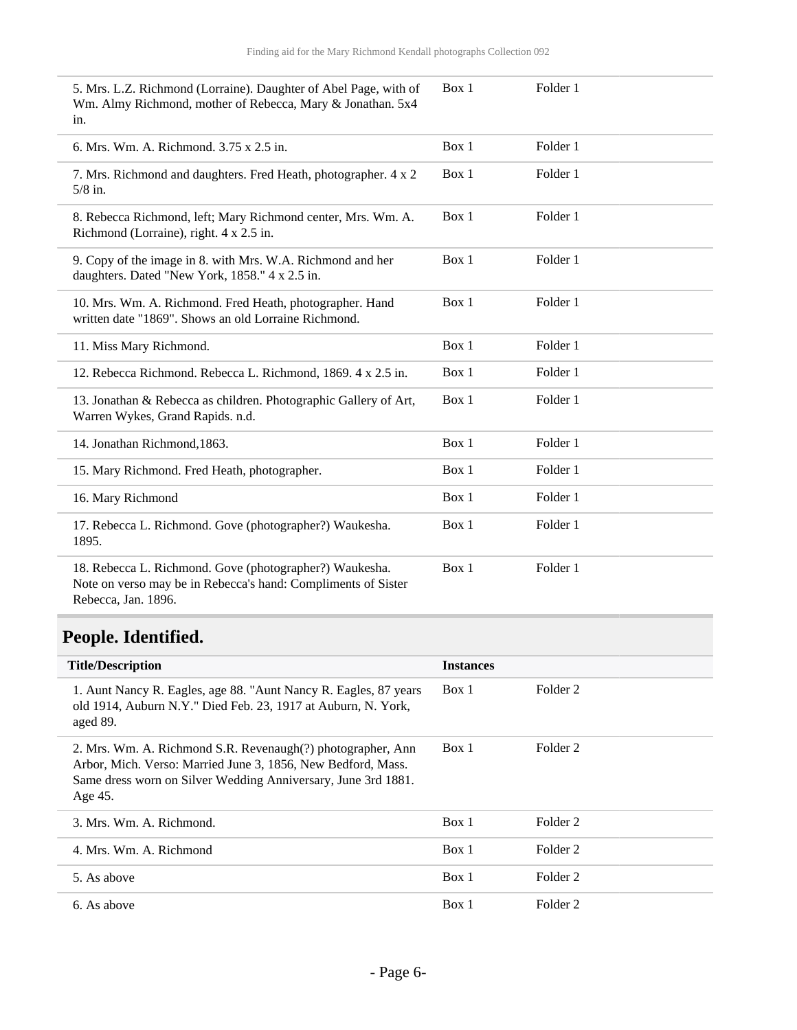| | | |
|---|---|---|
| 5. Mrs. L.Z. Richmond (Lorraine). Daughter of Abel Page, with of Wm. Almy Richmond, mother of Rebecca, Mary & Jonathan. 5x4 in. | Box 1 | Folder 1 |
| 6. Mrs. Wm. A. Richmond. 3.75 x 2.5 in. | Box 1 | Folder 1 |
| 7. Mrs. Richmond and daughters. Fred Heath, photographer. 4 x 2 5/8 in. | Box 1 | Folder 1 |
| 8. Rebecca Richmond, left; Mary Richmond center, Mrs. Wm. A. Richmond (Lorraine), right. 4 x 2.5 in. | Box 1 | Folder 1 |
| 9. Copy of the image in 8. with Mrs. W.A. Richmond and her daughters. Dated "New York, 1858." 4 x 2.5 in. | Box 1 | Folder 1 |
| 10. Mrs. Wm. A. Richmond. Fred Heath, photographer. Hand written date "1869". Shows an old Lorraine Richmond. | Box 1 | Folder 1 |
| 11. Miss Mary Richmond. | Box 1 | Folder 1 |
| 12. Rebecca Richmond. Rebecca L. Richmond, 1869. 4 x 2.5 in. | Box 1 | Folder 1 |
| 13. Jonathan & Rebecca as children. Photographic Gallery of Art, Warren Wykes, Grand Rapids. n.d. | Box 1 | Folder 1 |
| 14. Jonathan Richmond,1863. | Box 1 | Folder 1 |
| 15. Mary Richmond. Fred Heath, photographer. | Box 1 | Folder 1 |
| 16. Mary Richmond | Box 1 | Folder 1 |
| 17. Rebecca L. Richmond. Gove (photographer?) Waukesha. 1895. | Box 1 | Folder 1 |
| 18. Rebecca L. Richmond. Gove (photographer?) Waukesha. Note on verso may be in Rebecca's hand: Compliments of Sister Rebecca, Jan. 1896. | Box 1 | Folder 1 |

## People. Identified.

| Title/Description | Instances | |
|---|---|---|
| 1. Aunt Nancy R. Eagles, age 88. "Aunt Nancy R. Eagles, 87 years old 1914, Auburn N.Y." Died Feb. 23, 1917 at Auburn, N. York, aged 89. | Box 1 | Folder 2 |
| 2. Mrs. Wm. A. Richmond S.R. Revenaugh(?) photographer, Ann Arbor, Mich. Verso: Married June 3, 1856, New Bedford, Mass. Same dress worn on Silver Wedding Anniversary, June 3rd 1881. Age 45. | Box 1 | Folder 2 |
| 3. Mrs. Wm. A. Richmond. | Box 1 | Folder 2 |
| 4. Mrs. Wm. A. Richmond | Box 1 | Folder 2 |
| 5. As above | Box 1 | Folder 2 |
| 6. As above | Box 1 | Folder 2 |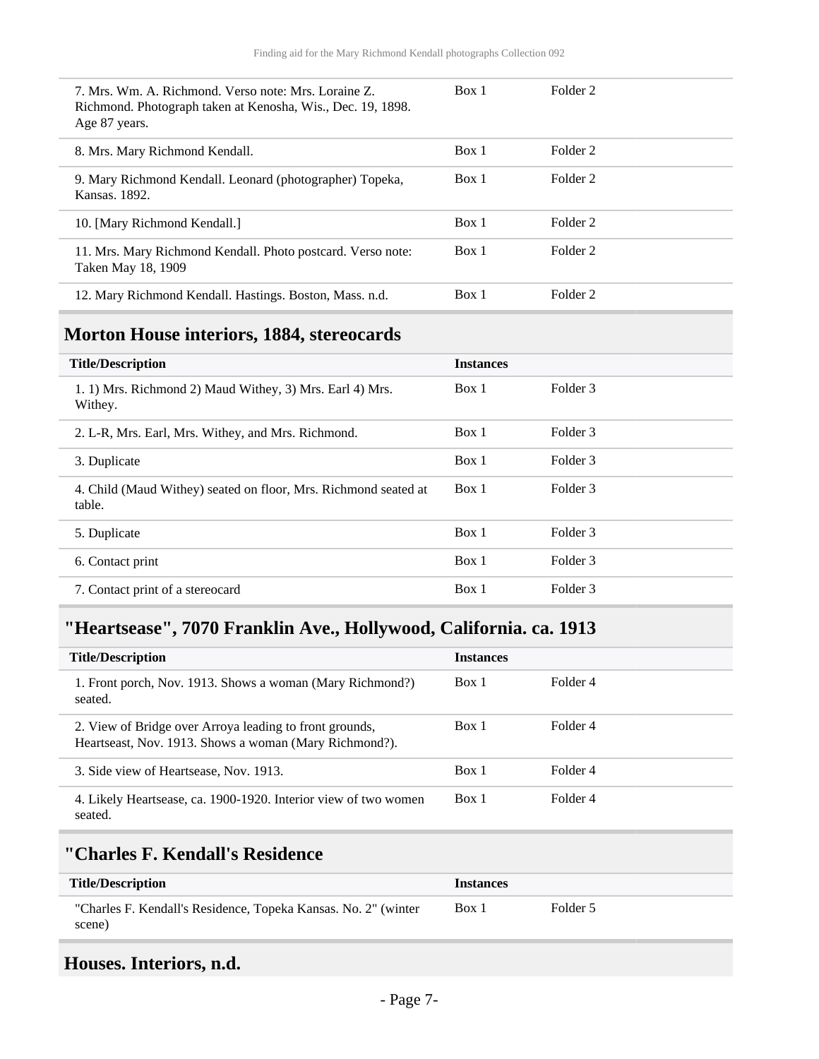| | | |
|---|---|---|
| 7. Mrs. Wm. A. Richmond. Verso note: Mrs. Loraine Z. Richmond. Photograph taken at Kenosha, Wis., Dec. 19, 1898. Age 87 years. | Box 1 | Folder 2 |
| 8. Mrs. Mary Richmond Kendall. | Box 1 | Folder 2 |
| 9. Mary Richmond Kendall. Leonard (photographer) Topeka, Kansas. 1892. | Box 1 | Folder 2 |
| 10. [Mary Richmond Kendall.] | Box 1 | Folder 2 |
| 11. Mrs. Mary Richmond Kendall. Photo postcard. Verso note: Taken May 18, 1909 | Box 1 | Folder 2 |
| 12. Mary Richmond Kendall. Hastings. Boston, Mass. n.d. | Box 1 | Folder 2 |

## Morton House interiors, 1884, stereocards

| Title/Description | Instances | |
|---|---|---|
| 1. 1) Mrs. Richmond 2) Maud Withey, 3) Mrs. Earl 4) Mrs. Withey. | Box 1 | Folder 3 |
| 2. L-R, Mrs. Earl, Mrs. Withey, and Mrs. Richmond. | Box 1 | Folder 3 |
| 3. Duplicate | Box 1 | Folder 3 |
| 4. Child (Maud Withey) seated on floor, Mrs. Richmond seated at table. | Box 1 | Folder 3 |
| 5. Duplicate | Box 1 | Folder 3 |
| 6. Contact print | Box 1 | Folder 3 |
| 7. Contact print of a stereocard | Box 1 | Folder 3 |

## "Heartsease", 7070 Franklin Ave., Hollywood, California. ca. 1913

| Title/Description | Instances | |
|---|---|---|
| 1. Front porch, Nov. 1913. Shows a woman (Mary Richmond?) seated. | Box 1 | Folder 4 |
| 2. View of Bridge over Arroya leading to front grounds, Heartseast, Nov. 1913. Shows a woman (Mary Richmond?). | Box 1 | Folder 4 |
| 3. Side view of Heartsease, Nov. 1913. | Box 1 | Folder 4 |
| 4. Likely Heartsease, ca. 1900-1920. Interior view of two women seated. | Box 1 | Folder 4 |

## "Charles F. Kendall's Residence

| Title/Description | Instances | |
|---|---|---|
| "Charles F. Kendall's Residence, Topeka Kansas. No. 2" (winter scene) | Box 1 | Folder 5 |

## Houses. Interiors, n.d.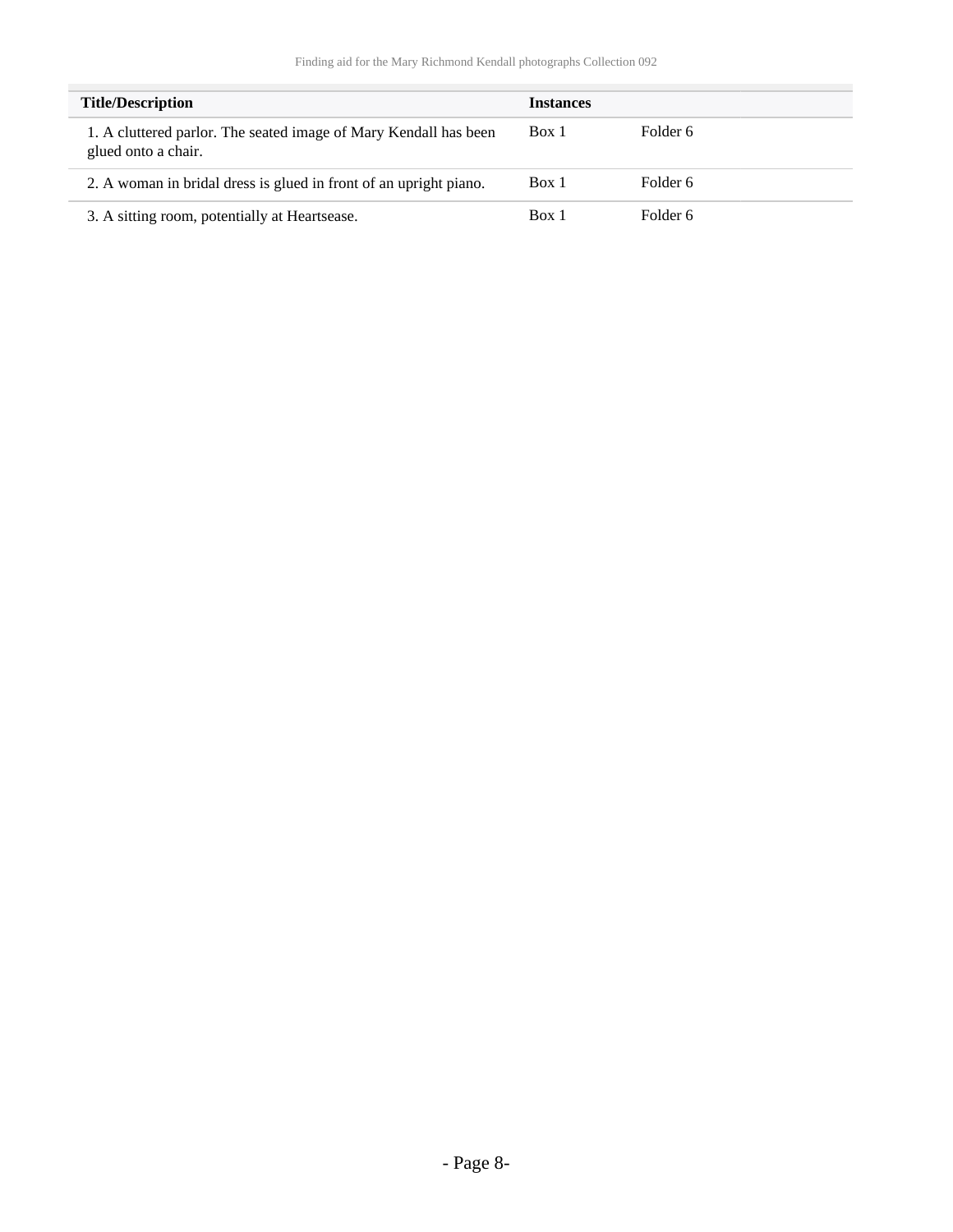| Title/Description | Instances | |
|---|---|---|
| 1. A cluttered parlor. The seated image of Mary Kendall has been glued onto a chair. | Box 1 | Folder 6 |
| 2. A woman in bridal dress is glued in front of an upright piano. | Box 1 | Folder 6 |
| 3. A sitting room, potentially at Heartsease. | Box 1 | Folder 6 |